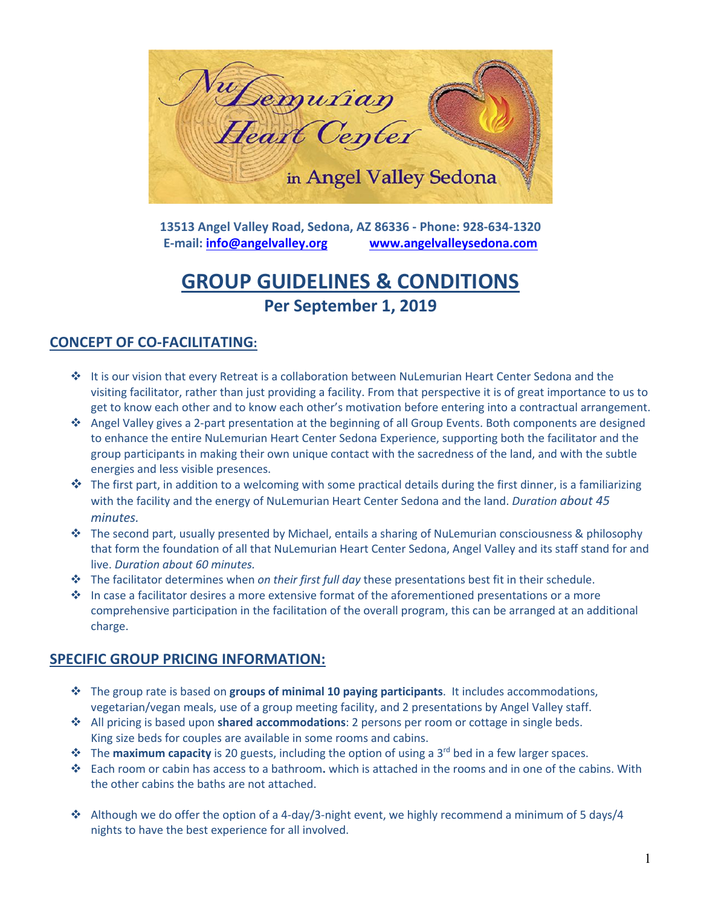13513 Angel Valley Road, Sedona, AZ 86336 - Phone: 928-634-1320
E-mail: info@angelvalley.org www.angelvalleysedona.com

# GROUP GUIDELINES & CONDITIONS

## Per September 1, 2019

### CONCEPT OF CO-FACILITATING:

- It is our vision that every Retreat is a collaboration between NuLemurian Heart Center Sedona and the visiting facilitator, rather than just providing a facility. From that perspective it is of great importance to us to get to know each other and to know each other's motivation before entering into a contractual arrangement.
- Angel Valley gives a 2-part presentation at the beginning of all Group Events. Both components are designed to enhance the entire NuLemurian Heart Center Sedona Experience, supporting both the facilitator and the group participants in making their own unique contact with the sacredness of the land, and with the subtle energies and less visible presences.
- The first part, in addition to a welcoming with some practical details during the first dinner, is a familiarizing with the facility and the energy of NuLemurian Heart Center Sedona and the land. *Duration about 45 minutes.*
- The second part, usually presented by Michael, entails a sharing of NuLemurian consciousness & philosophy that form the foundation of all that NuLemurian Heart Center Sedona, Angel Valley and its staff stand for and live. *Duration about 60 minutes.*
- The facilitator determines when *on their first full day* these presentations best fit in their schedule.
- In case a facilitator desires a more extensive format of the aforementioned presentations or a more comprehensive participation in the facilitation of the overall program, this can be arranged at an additional charge.

### SPECIFIC GROUP PRICING INFORMATION:

- The group rate is based on **groups of minimal 10 paying participants**. It includes accommodations, vegetarian/vegan meals, use of a group meeting facility, and 2 presentations by Angel Valley staff.
- All pricing is based upon **shared accommodations**: 2 persons per room or cottage in single beds. King size beds for couples are available in some rooms and cabins.
- The **maximum capacity** is 20 guests, including the option of using a 3rd bed in a few larger spaces.
- Each room or cabin has access to a bathroom**.** which is attached in the rooms and in one of the cabins. With the other cabins the baths are not attached.
- Although we do offer the option of a 4-day/3-night event, we highly recommend a minimum of 5 days/4 nights to have the best experience for all involved.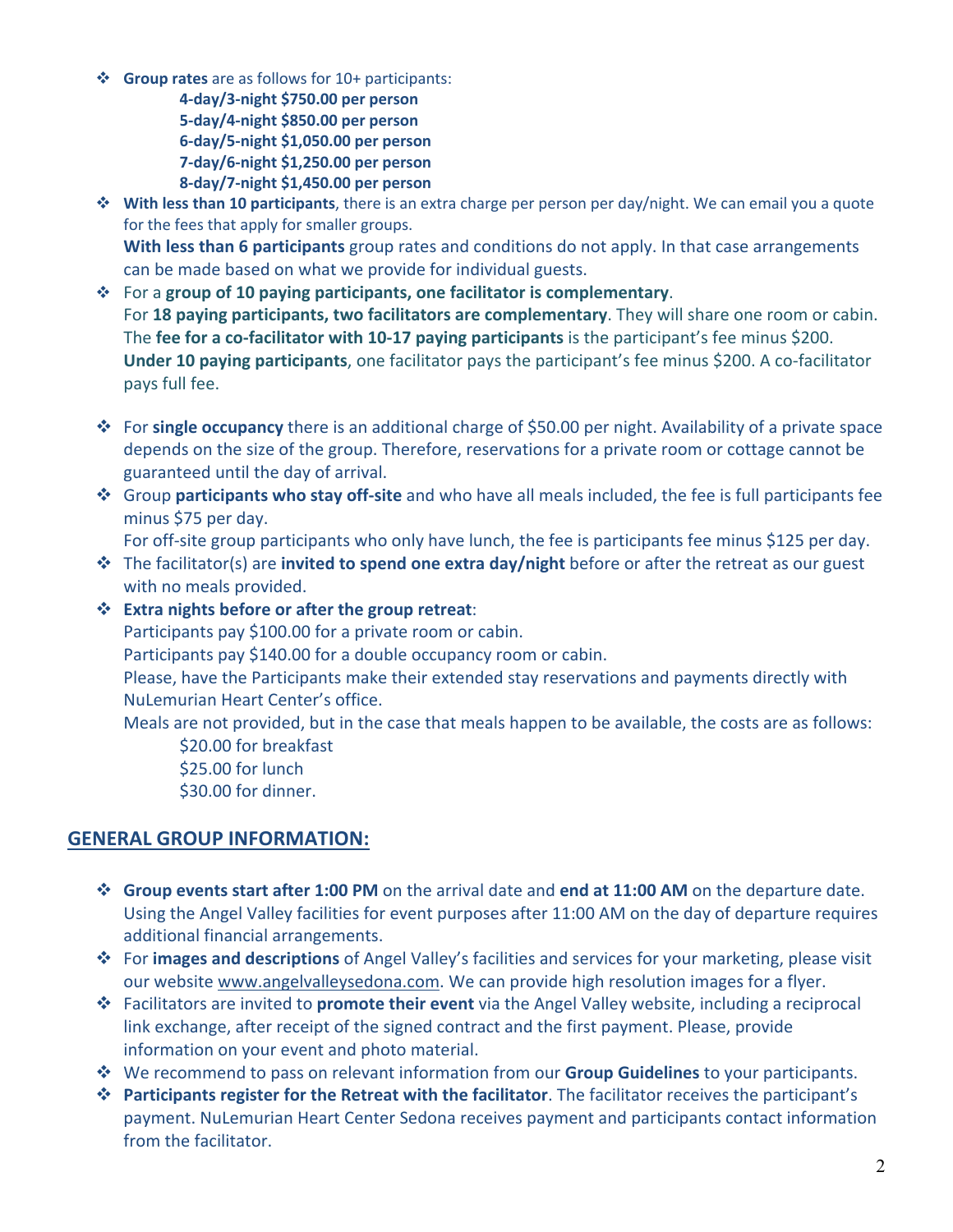- **Group rates** are as follows for 10+ participants:
  - **4-day/3-night $750.00 per person**
  - **5-day/4-night $850.00 per person**
  - **6-day/5-night $1,050.00 per person**
  - **7-day/6-night $1,250.00 per person**
  - **8-day/7-night $1,450.00 per person**
- **With less than 10 participants**, there is an extra charge per person per day/night. We can email you a quote for the fees that apply for smaller groups.
  **With less than 6 participants** group rates and conditions do not apply. In that case arrangements can be made based on what we provide for individual guests.
- For a **group of 10 paying participants, one facilitator is complementary**.
  For **18 paying participants, two facilitators are complementary**. They will share one room or cabin.
  The **fee for a co-facilitator with 10-17 paying participants** is the participant's fee minus $200.
  **Under 10 paying participants**, one facilitator pays the participant's fee minus $200. A co-facilitator pays full fee.
- For **single occupancy** there is an additional charge of $50.00 per night. Availability of a private space depends on the size of the group. Therefore, reservations for a private room or cottage cannot be guaranteed until the day of arrival.
- Group **participants who stay off-site** and who have all meals included, the fee is full participants fee minus $75 per day.
  For off-site group participants who only have lunch, the fee is participants fee minus $125 per day.
- The facilitator(s) are **invited to spend one extra day/night** before or after the retreat as our guest with no meals provided.
- **Extra nights before or after the group retreat**:
  Participants pay $100.00 for a private room or cabin.
  Participants pay $140.00 for a double occupancy room or cabin.
  Please, have the Participants make their extended stay reservations and payments directly with NuLemurian Heart Center's office.
  Meals are not provided, but in the case that meals happen to be available, the costs are as follows:
  - $20.00 for breakfast
  - $25.00 for lunch
  - $30.00 for dinner.

## GENERAL GROUP INFORMATION:

- **Group events start after 1:00 PM** on the arrival date and **end at 11:00 AM** on the departure date. Using the Angel Valley facilities for event purposes after 11:00 AM on the day of departure requires additional financial arrangements.
- For **images and descriptions** of Angel Valley's facilities and services for your marketing, please visit our website www.angelvalleysedona.com. We can provide high resolution images for a flyer.
- Facilitators are invited to **promote their event** via the Angel Valley website, including a reciprocal link exchange, after receipt of the signed contract and the first payment. Please, provide information on your event and photo material.
- We recommend to pass on relevant information from our **Group Guidelines** to your participants.
- **Participants register for the Retreat with the facilitator**. The facilitator receives the participant's payment. NuLemurian Heart Center Sedona receives payment and participants contact information from the facilitator.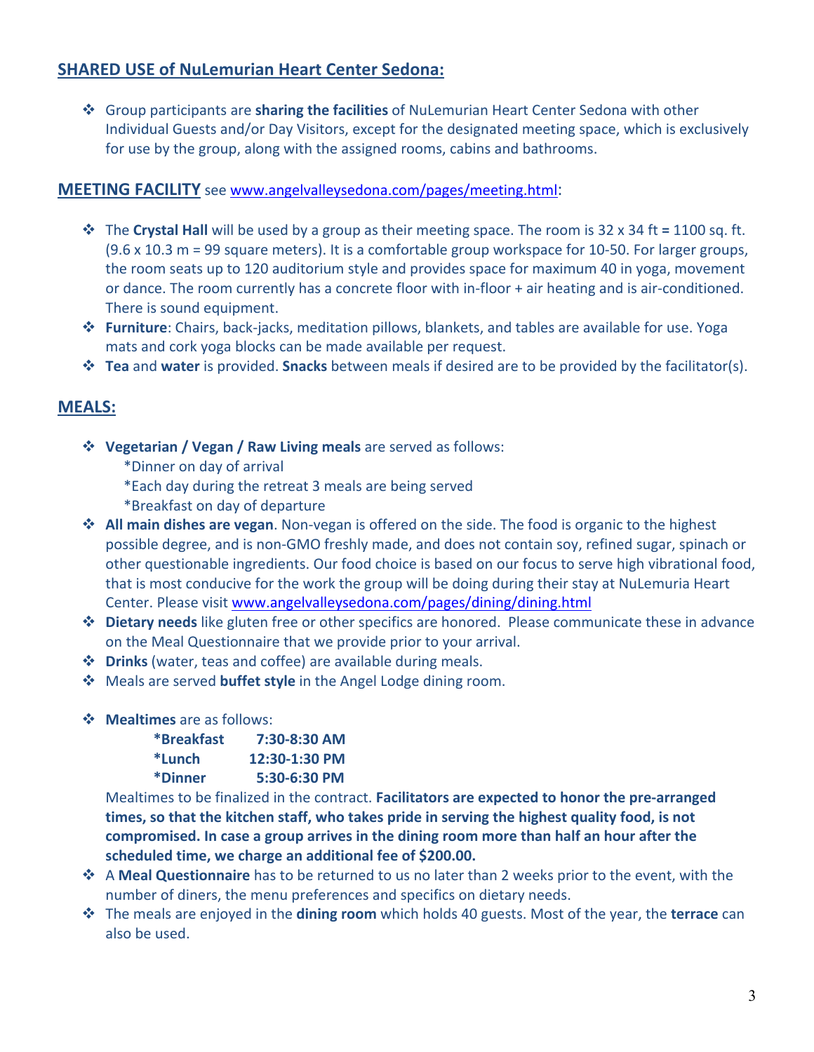## SHARED USE of NuLemurian Heart Center Sedona:

- Group participants are **sharing the facilities** of NuLemurian Heart Center Sedona with other Individual Guests and/or Day Visitors, except for the designated meeting space, which is exclusively for use by the group, along with the assigned rooms, cabins and bathrooms.

## MEETING FACILITY see www.angelvalleysedona.com/pages/meeting.html:

- The **Crystal Hall** will be used by a group as their meeting space. The room is 32 x 34 ft = 1100 sq. ft. (9.6 x 10.3 m = 99 square meters). It is a comfortable group workspace for 10-50. For larger groups, the room seats up to 120 auditorium style and provides space for maximum 40 in yoga, movement or dance. The room currently has a concrete floor with in-floor + air heating and is air-conditioned. There is sound equipment.
- **Furniture**: Chairs, back-jacks, meditation pillows, blankets, and tables are available for use. Yoga mats and cork yoga blocks can be made available per request.
- **Tea** and **water** is provided. **Snacks** between meals if desired are to be provided by the facilitator(s).

## MEALS:

- **Vegetarian / Vegan / Raw Living meals** are served as follows:
  *Dinner on day of arrival
  *Each day during the retreat 3 meals are being served
  *Breakfast on day of departure
- **All main dishes are vegan**. Non-vegan is offered on the side. The food is organic to the highest possible degree, and is non-GMO freshly made, and does not contain soy, refined sugar, spinach or other questionable ingredients. Our food choice is based on our focus to serve high vibrational food, that is most conducive for the work the group will be doing during their stay at NuLemuria Heart Center. Please visit www.angelvalleysedona.com/pages/dining/dining.html
- **Dietary needs** like gluten free or other specifics are honored. Please communicate these in advance on the Meal Questionnaire that we provide prior to your arrival.
- **Drinks** (water, teas and coffee) are available during meals.
- Meals are served **buffet style** in the Angel Lodge dining room.
- **Mealtimes** are as follows:
  **\*Breakfast 7:30-8:30 AM**
  **\*Lunch 12:30-1:30 PM**
  **\*Dinner 5:30-6:30 PM**

  Mealtimes to be finalized in the contract. **Facilitators are expected to honor the pre-arranged times, so that the kitchen staff, who takes pride in serving the highest quality food, is not compromised. In case a group arrives in the dining room more than half an hour after the scheduled time, we charge an additional fee of $200.00.**
- A **Meal Questionnaire** has to be returned to us no later than 2 weeks prior to the event, with the number of diners, the menu preferences and specifics on dietary needs.
- The meals are enjoyed in the **dining room** which holds 40 guests. Most of the year, the **terrace** can also be used.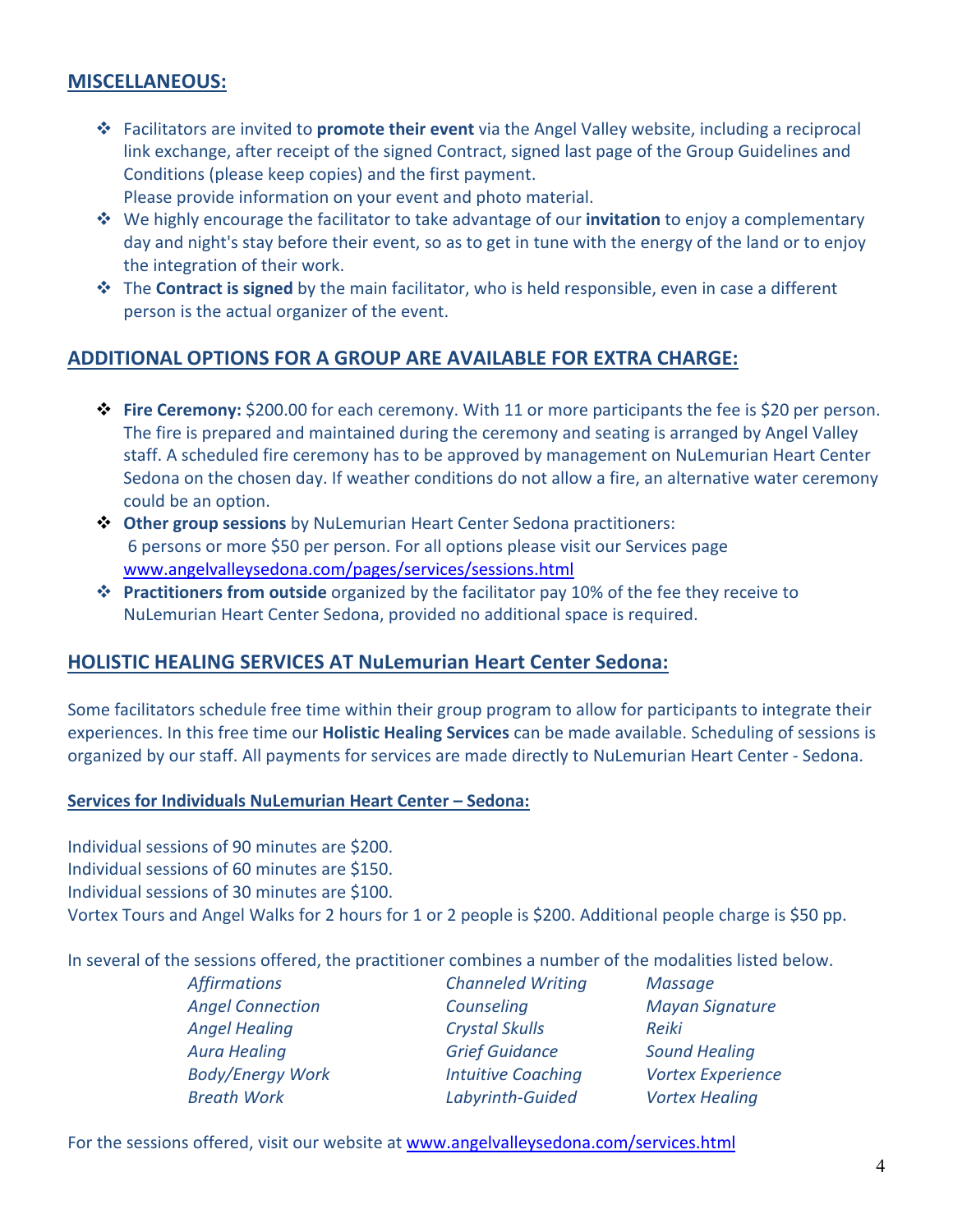## MISCELLANEOUS:

- Facilitators are invited to **promote their event** via the Angel Valley website, including a reciprocal link exchange, after receipt of the signed Contract, signed last page of the Group Guidelines and Conditions (please keep copies) and the first payment.
  Please provide information on your event and photo material.
- We highly encourage the facilitator to take advantage of our **invitation** to enjoy a complementary day and night's stay before their event, so as to get in tune with the energy of the land or to enjoy the integration of their work.
- The **Contract is signed** by the main facilitator, who is held responsible, even in case a different person is the actual organizer of the event.

## ADDITIONAL OPTIONS FOR A GROUP ARE AVAILABLE FOR EXTRA CHARGE:

- **Fire Ceremony:** $200.00 for each ceremony. With 11 or more participants the fee is $20 per person. The fire is prepared and maintained during the ceremony and seating is arranged by Angel Valley staff. A scheduled fire ceremony has to be approved by management on NuLemurian Heart Center Sedona on the chosen day. If weather conditions do not allow a fire, an alternative water ceremony could be an option.
- **Other group sessions** by NuLemurian Heart Center Sedona practitioners:
  6 persons or more $50 per person. For all options please visit our Services page www.angelvalleysedona.com/pages/services/sessions.html
- **Practitioners from outside** organized by the facilitator pay 10% of the fee they receive to NuLemurian Heart Center Sedona, provided no additional space is required.

## HOLISTIC HEALING SERVICES AT NuLemurian Heart Center Sedona:

Some facilitators schedule free time within their group program to allow for participants to integrate their experiences. In this free time our **Holistic Healing Services** can be made available. Scheduling of sessions is organized by our staff. All payments for services are made directly to NuLemurian Heart Center - Sedona.

### Services for Individuals NuLemurian Heart Center – Sedona:

Individual sessions of 90 minutes are $200.
Individual sessions of 60 minutes are $150.
Individual sessions of 30 minutes are $100.
Vortex Tours and Angel Walks for 2 hours for 1 or 2 people is $200. Additional people charge is $50 pp.

In several of the sessions offered, the practitioner combines a number of the modalities listed below.

| | | |
|---|---|---|
| *Affirmations* | *Channeled Writing* | *Massage* |
| *Angel Connection* | *Counseling* | *Mayan Signature* |
| *Angel Healing* | *Crystal Skulls* | *Reiki* |
| *Aura Healing* | *Grief Guidance* | *Sound Healing* |
| *Body/Energy Work* | *Intuitive Coaching* | *Vortex Experience* |
| *Breath Work* | *Labyrinth-Guided* | *Vortex Healing* |

For the sessions offered, visit our website at www.angelvalleysedona.com/services.html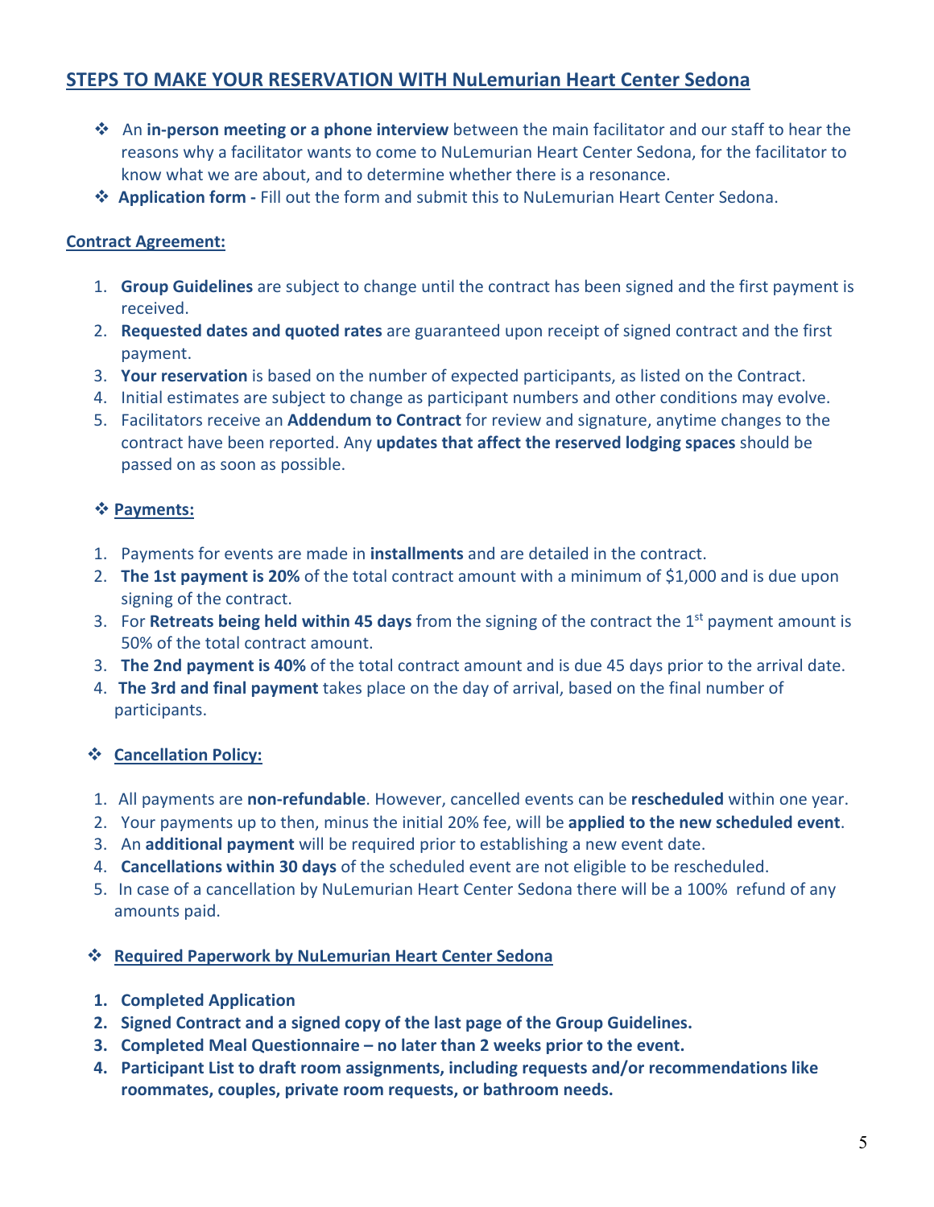## STEPS TO MAKE YOUR RESERVATION WITH NuLemurian Heart Center Sedona

- An **in-person meeting or a phone interview** between the main facilitator and our staff to hear the reasons why a facilitator wants to come to NuLemurian Heart Center Sedona, for the facilitator to know what we are about, and to determine whether there is a resonance.
- **Application form -** Fill out the form and submit this to NuLemurian Heart Center Sedona.

### Contract Agreement:

1. **Group Guidelines** are subject to change until the contract has been signed and the first payment is received.
2. **Requested dates and quoted rates** are guaranteed upon receipt of signed contract and the first payment.
3. **Your reservation** is based on the number of expected participants, as listed on the Contract.
4. Initial estimates are subject to change as participant numbers and other conditions may evolve.
5. Facilitators receive an **Addendum to Contract** for review and signature, anytime changes to the contract have been reported. Any **updates that affect the reserved lodging spaces** should be passed on as soon as possible.

### Payments:

1. Payments for events are made in **installments** and are detailed in the contract.
2. **The 1st payment is 20%** of the total contract amount with a minimum of $1,000 and is due upon signing of the contract.
3. For **Retreats being held within 45 days** from the signing of the contract the 1st payment amount is 50% of the total contract amount.
3. **The 2nd payment is 40%** of the total contract amount and is due 45 days prior to the arrival date.
4. **The 3rd and final payment** takes place on the day of arrival, based on the final number of participants.

### Cancellation Policy:

1. All payments are **non-refundable**. However, cancelled events can be **rescheduled** within one year.
2. Your payments up to then, minus the initial 20% fee, will be **applied to the new scheduled event**.
3. An **additional payment** will be required prior to establishing a new event date.
4. **Cancellations within 30 days** of the scheduled event are not eligible to be rescheduled.
5. In case of a cancellation by NuLemurian Heart Center Sedona there will be a 100% refund of any amounts paid.

### Required Paperwork by NuLemurian Heart Center Sedona

1. **Completed Application**
2. **Signed Contract and a signed copy of the last page of the Group Guidelines.**
3. **Completed Meal Questionnaire – no later than 2 weeks prior to the event.**
4. **Participant List to draft room assignments, including requests and/or recommendations like roommates, couples, private room requests, or bathroom needs.**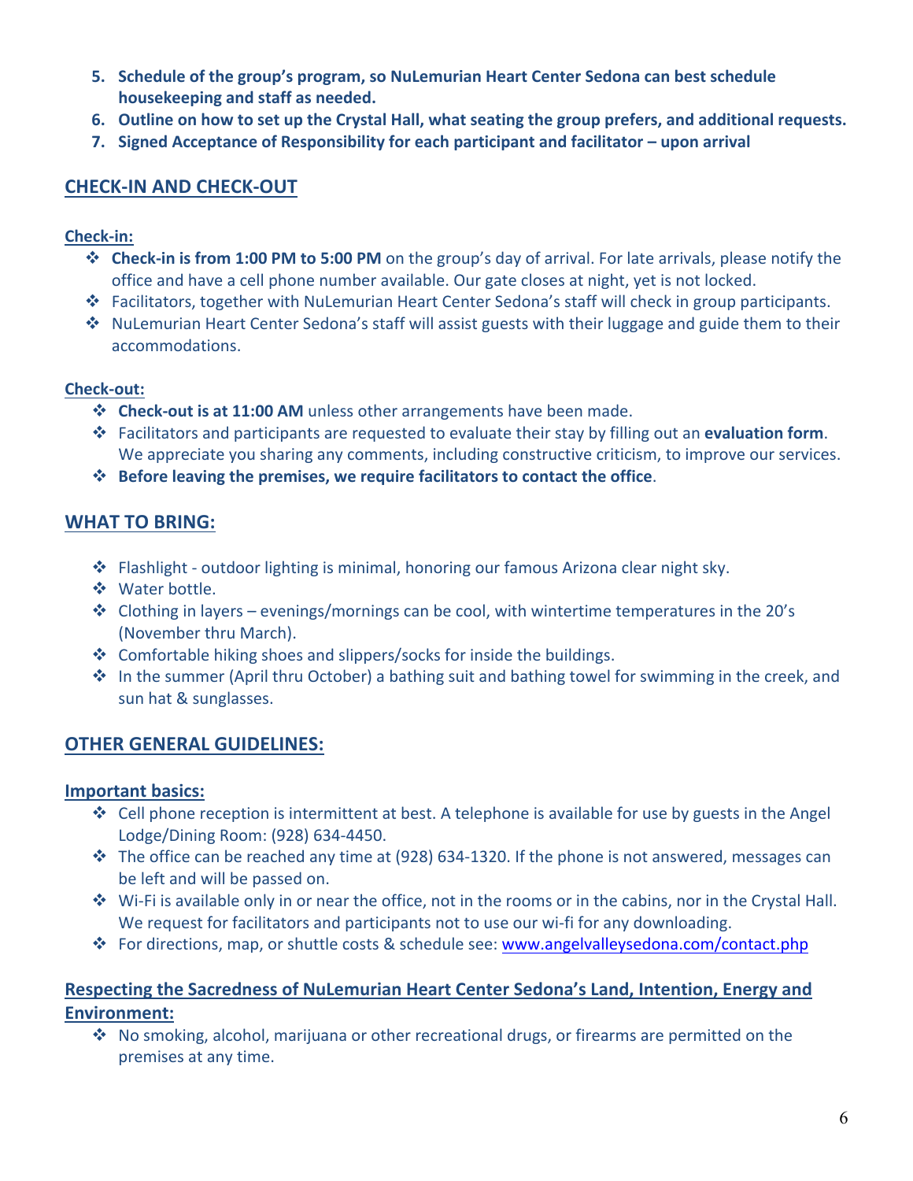5. **Schedule of the group's program, so NuLemurian Heart Center Sedona can best schedule housekeeping and staff as needed.**
6. **Outline on how to set up the Crystal Hall, what seating the group prefers, and additional requests.**
7. **Signed Acceptance of Responsibility for each participant and facilitator – upon arrival**

## CHECK-IN AND CHECK-OUT

### Check-in:

- **Check-in is from 1:00 PM to 5:00 PM** on the group's day of arrival. For late arrivals, please notify the office and have a cell phone number available. Our gate closes at night, yet is not locked.
- Facilitators, together with NuLemurian Heart Center Sedona's staff will check in group participants.
- NuLemurian Heart Center Sedona's staff will assist guests with their luggage and guide them to their accommodations.

### Check-out:

- **Check-out is at 11:00 AM** unless other arrangements have been made.
- Facilitators and participants are requested to evaluate their stay by filling out an **evaluation form**. We appreciate you sharing any comments, including constructive criticism, to improve our services.
- **Before leaving the premises, we require facilitators to contact the office**.

## WHAT TO BRING:

- Flashlight - outdoor lighting is minimal, honoring our famous Arizona clear night sky.
- Water bottle.
- Clothing in layers – evenings/mornings can be cool, with wintertime temperatures in the 20's (November thru March).
- Comfortable hiking shoes and slippers/socks for inside the buildings.
- In the summer (April thru October) a bathing suit and bathing towel for swimming in the creek, and sun hat & sunglasses.

## OTHER GENERAL GUIDELINES:

### Important basics:

- Cell phone reception is intermittent at best. A telephone is available for use by guests in the Angel Lodge/Dining Room: (928) 634-4450.
- The office can be reached any time at (928) 634-1320. If the phone is not answered, messages can be left and will be passed on.
- Wi-Fi is available only in or near the office, not in the rooms or in the cabins, nor in the Crystal Hall. We request for facilitators and participants not to use our wi-fi for any downloading.
- For directions, map, or shuttle costs & schedule see: [www.angelvalleysedona.com/contact.php](http://www.angelvalleysedona.com/contact.php)

### Respecting the Sacredness of NuLemurian Heart Center Sedona's Land, Intention, Energy and Environment:

- No smoking, alcohol, marijuana or other recreational drugs, or firearms are permitted on the premises at any time.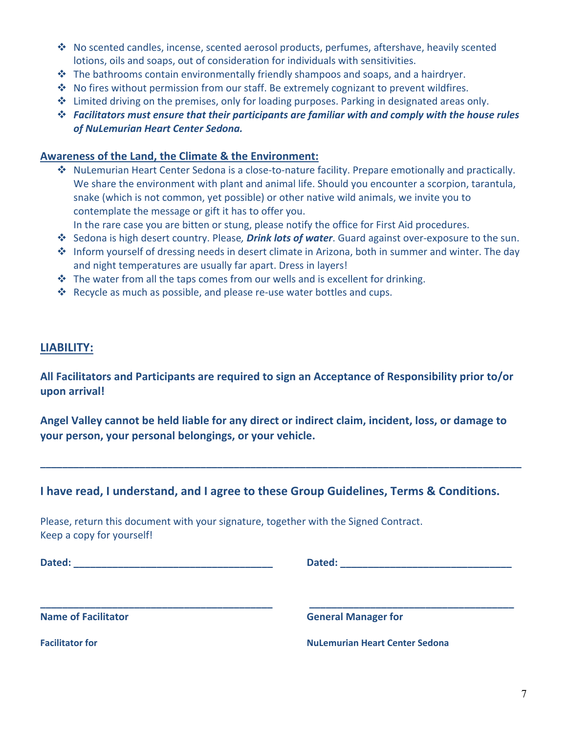- No scented candles, incense, scented aerosol products, perfumes, aftershave, heavily scented lotions, oils and soaps, out of consideration for individuals with sensitivities.
- The bathrooms contain environmentally friendly shampoos and soaps, and a hairdryer.
- No fires without permission from our staff. Be extremely cognizant to prevent wildfires.
- Limited driving on the premises, only for loading purposes. Parking in designated areas only.
- ***Facilitators must ensure that their participants are familiar with and comply with the house rules of NuLemurian Heart Center Sedona.***

## Awareness of the Land, the Climate & the Environment:

- NuLemurian Heart Center Sedona is a close-to-nature facility. Prepare emotionally and practically. We share the environment with plant and animal life. Should you encounter a scorpion, tarantula, snake (which is not common, yet possible) or other native wild animals, we invite you to contemplate the message or gift it has to offer you.
  In the rare case you are bitten or stung, please notify the office for First Aid procedures.
- Sedona is high desert country. Please*, **Drink lots of water***. Guard against over-exposure to the sun.
- Inform yourself of dressing needs in desert climate in Arizona, both in summer and winter. The day and night temperatures are usually far apart. Dress in layers!
- The water from all the taps comes from our wells and is excellent for drinking.
- Recycle as much as possible, and please re-use water bottles and cups.

## LIABILITY:

**All Facilitators and Participants are required to sign an Acceptance of Responsibility prior to/or upon arrival!**

**Angel Valley cannot be held liable for any direct or indirect claim, incident, loss, or damage to your person, your personal belongings, or your vehicle.**

---

### I have read, I understand, and I agree to these Group Guidelines, Terms & Conditions.

Please, return this document with your signature, together with the Signed Contract.
Keep a copy for yourself!

**Dated:** ____________________________________

______________________________________________

**Name of Facilitator**

**Facilitator for**

**Dated:** ______________________________

______________________________________

**General Manager for**

**NuLemurian Heart Center Sedona**